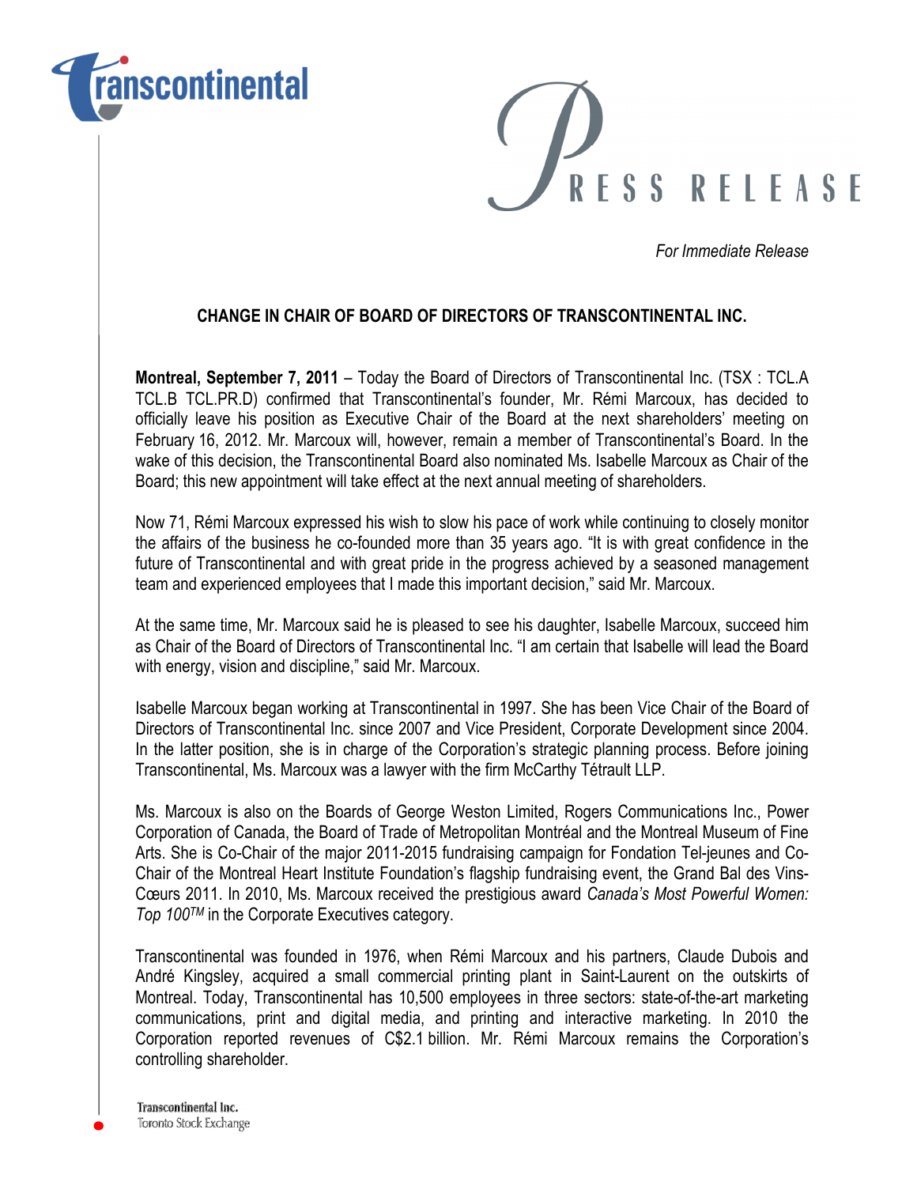transcontinental

PRESS RELEASE

*For Immediate Release*

## CHANGE IN CHAIR OF BOARD OF DIRECTORS OF TRANSCONTINENTAL INC.

**Montreal, September 7, 2011** – Today the Board of Directors of Transcontinental Inc. (TSX : TCL.A TCL.B TCL.PR.D) confirmed that Transcontinental's founder, Mr. Rémi Marcoux, has decided to officially leave his position as Executive Chair of the Board at the next shareholders' meeting on February 16, 2012. Mr. Marcoux will, however, remain a member of Transcontinental's Board. In the wake of this decision, the Transcontinental Board also nominated Ms. Isabelle Marcoux as Chair of the Board; this new appointment will take effect at the next annual meeting of shareholders.

Now 71, Rémi Marcoux expressed his wish to slow his pace of work while continuing to closely monitor the affairs of the business he co-founded more than 35 years ago. "It is with great confidence in the future of Transcontinental and with great pride in the progress achieved by a seasoned management team and experienced employees that I made this important decision," said Mr. Marcoux.

At the same time, Mr. Marcoux said he is pleased to see his daughter, Isabelle Marcoux, succeed him as Chair of the Board of Directors of Transcontinental Inc. "I am certain that Isabelle will lead the Board with energy, vision and discipline," said Mr. Marcoux.

Isabelle Marcoux began working at Transcontinental in 1997. She has been Vice Chair of the Board of Directors of Transcontinental Inc. since 2007 and Vice President, Corporate Development since 2004. In the latter position, she is in charge of the Corporation's strategic planning process. Before joining Transcontinental, Ms. Marcoux was a lawyer with the firm McCarthy Tétrault LLP.

Ms. Marcoux is also on the Boards of George Weston Limited, Rogers Communications Inc., Power Corporation of Canada, the Board of Trade of Metropolitan Montréal and the Montreal Museum of Fine Arts. She is Co-Chair of the major 2011-2015 fundraising campaign for Fondation Tel-jeunes and Co-Chair of the Montreal Heart Institute Foundation's flagship fundraising event, the Grand Bal des Vins-Cœurs 2011. In 2010, Ms. Marcoux received the prestigious award *Canada's Most Powerful Women: Top 100™* in the Corporate Executives category.

Transcontinental was founded in 1976, when Rémi Marcoux and his partners, Claude Dubois and André Kingsley, acquired a small commercial printing plant in Saint-Laurent on the outskirts of Montreal. Today, Transcontinental has 10,500 employees in three sectors: state-of-the-art marketing communications, print and digital media, and printing and interactive marketing. In 2010 the Corporation reported revenues of C$2.1 billion. Mr. Rémi Marcoux remains the Corporation's controlling shareholder.

Transcontinental Inc.
Toronto Stock Exchange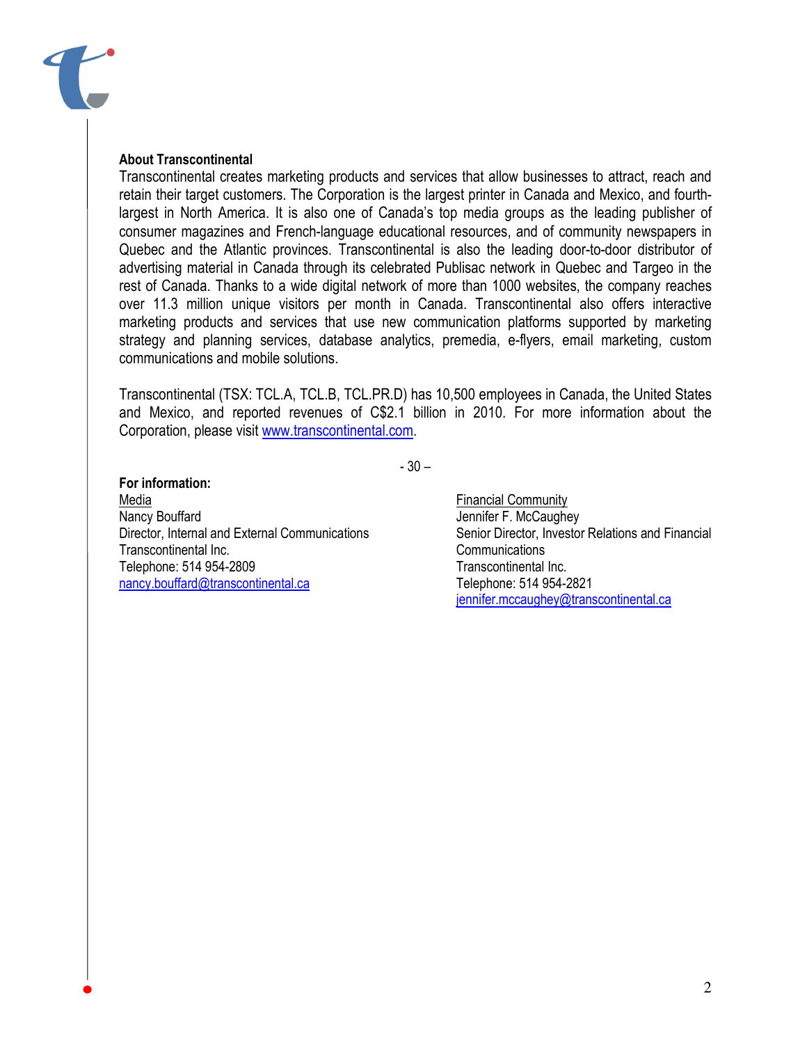**About Transcontinental**

Transcontinental creates marketing products and services that allow businesses to attract, reach and retain their target customers. The Corporation is the largest printer in Canada and Mexico, and fourth-largest in North America. It is also one of Canada's top media groups as the leading publisher of consumer magazines and French-language educational resources, and of community newspapers in Quebec and the Atlantic provinces. Transcontinental is also the leading door-to-door distributor of advertising material in Canada through its celebrated Publisac network in Quebec and Targeo in the rest of Canada. Thanks to a wide digital network of more than 1000 websites, the company reaches over 11.3 million unique visitors per month in Canada. Transcontinental also offers interactive marketing products and services that use new communication platforms supported by marketing strategy and planning services, database analytics, premedia, e-flyers, email marketing, custom communications and mobile solutions.

Transcontinental (TSX: TCL.A, TCL.B, TCL.PR.D) has 10,500 employees in Canada, the United States and Mexico, and reported revenues of C$2.1 billion in 2010. For more information about the Corporation, please visit www.transcontinental.com.

- 30 –

**For information:**

Media
Nancy Bouffard
Director, Internal and External Communications
Transcontinental Inc.
Telephone: 514 954-2809
nancy.bouffard@transcontinental.ca

Financial Community
Jennifer F. McCaughey
Senior Director, Investor Relations and Financial Communications
Transcontinental Inc.
Telephone: 514 954-2821
jennifer.mccaughey@transcontinental.ca